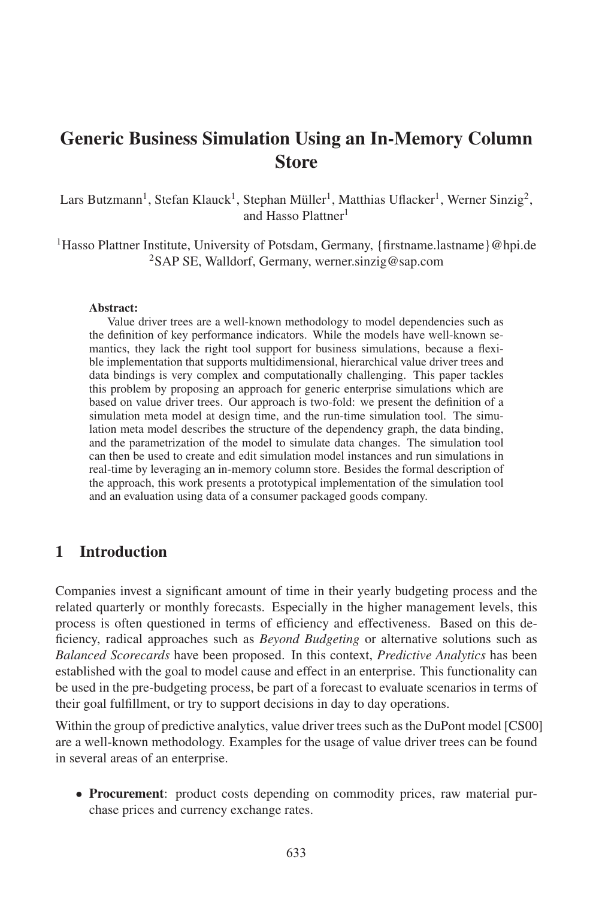# Generic Business Simulation Using an In-Memory Column Store

Lars Butzmann[1], Stefan Klauck[1], Stephan Müller[1], Matthias Uflacker[1], Werner Sinzig[2], and Hasso Plattner[1]

[1]Hasso Plattner Institute, University of Potsdam, Germany, {firstname.lastname}@hpi.de
[2]SAP SE, Walldorf, Germany, werner.sinzig@sap.com

**Abstract:**
Value driver trees are a well-known methodology to model dependencies such as the definition of key performance indicators. While the models have well-known semantics, they lack the right tool support for business simulations, because a flexible implementation that supports multidimensional, hierarchical value driver trees and data bindings is very complex and computationally challenging. This paper tackles this problem by proposing an approach for generic enterprise simulations which are based on value driver trees. Our approach is two-fold: we present the definition of a simulation meta model at design time, and the run-time simulation tool. The simulation meta model describes the structure of the dependency graph, the data binding, and the parametrization of the model to simulate data changes. The simulation tool can then be used to create and edit simulation model instances and run simulations in real-time by leveraging an in-memory column store. Besides the formal description of the approach, this work presents a prototypical implementation of the simulation tool and an evaluation using data of a consumer packaged goods company.

## 1 Introduction

Companies invest a significant amount of time in their yearly budgeting process and the related quarterly or monthly forecasts. Especially in the higher management levels, this process is often questioned in terms of efficiency and effectiveness. Based on this deficiency, radical approaches such as *Beyond Budgeting* or alternative solutions such as *Balanced Scorecards* have been proposed. In this context, *Predictive Analytics* has been established with the goal to model cause and effect in an enterprise. This functionality can be used in the pre-budgeting process, be part of a forecast to evaluate scenarios in terms of their goal fulfillment, or try to support decisions in day to day operations.

Within the group of predictive analytics, value driver trees such as the DuPont model [CS00] are a well-known methodology. Examples for the usage of value driver trees can be found in several areas of an enterprise.

- **Procurement**: product costs depending on commodity prices, raw material purchase prices and currency exchange rates.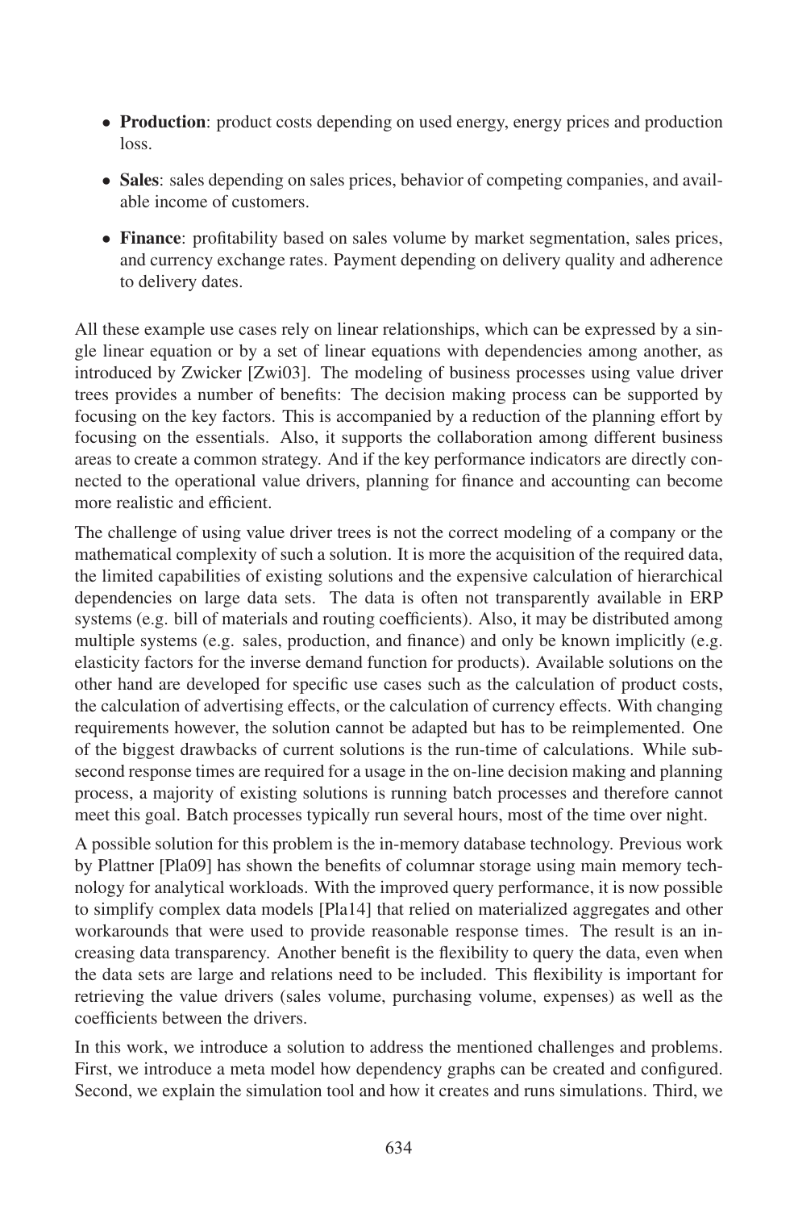- **Production**: product costs depending on used energy, energy prices and production loss.
- **Sales**: sales depending on sales prices, behavior of competing companies, and available income of customers.
- **Finance**: profitability based on sales volume by market segmentation, sales prices, and currency exchange rates. Payment depending on delivery quality and adherence to delivery dates.

All these example use cases rely on linear relationships, which can be expressed by a single linear equation or by a set of linear equations with dependencies among another, as introduced by Zwicker [Zwi03]. The modeling of business processes using value driver trees provides a number of benefits: The decision making process can be supported by focusing on the key factors. This is accompanied by a reduction of the planning effort by focusing on the essentials. Also, it supports the collaboration among different business areas to create a common strategy. And if the key performance indicators are directly connected to the operational value drivers, planning for finance and accounting can become more realistic and efficient.

The challenge of using value driver trees is not the correct modeling of a company or the mathematical complexity of such a solution. It is more the acquisition of the required data, the limited capabilities of existing solutions and the expensive calculation of hierarchical dependencies on large data sets. The data is often not transparently available in ERP systems (e.g. bill of materials and routing coefficients). Also, it may be distributed among multiple systems (e.g. sales, production, and finance) and only be known implicitly (e.g. elasticity factors for the inverse demand function for products). Available solutions on the other hand are developed for specific use cases such as the calculation of product costs, the calculation of advertising effects, or the calculation of currency effects. With changing requirements however, the solution cannot be adapted but has to be reimplemented. One of the biggest drawbacks of current solutions is the run-time of calculations. While sub-second response times are required for a usage in the on-line decision making and planning process, a majority of existing solutions is running batch processes and therefore cannot meet this goal. Batch processes typically run several hours, most of the time over night.

A possible solution for this problem is the in-memory database technology. Previous work by Plattner [Pla09] has shown the benefits of columnar storage using main memory technology for analytical workloads. With the improved query performance, it is now possible to simplify complex data models [Pla14] that relied on materialized aggregates and other workarounds that were used to provide reasonable response times. The result is an increasing data transparency. Another benefit is the flexibility to query the data, even when the data sets are large and relations need to be included. This flexibility is important for retrieving the value drivers (sales volume, purchasing volume, expenses) as well as the coefficients between the drivers.

In this work, we introduce a solution to address the mentioned challenges and problems. First, we introduce a meta model how dependency graphs can be created and configured. Second, we explain the simulation tool and how it creates and runs simulations. Third, we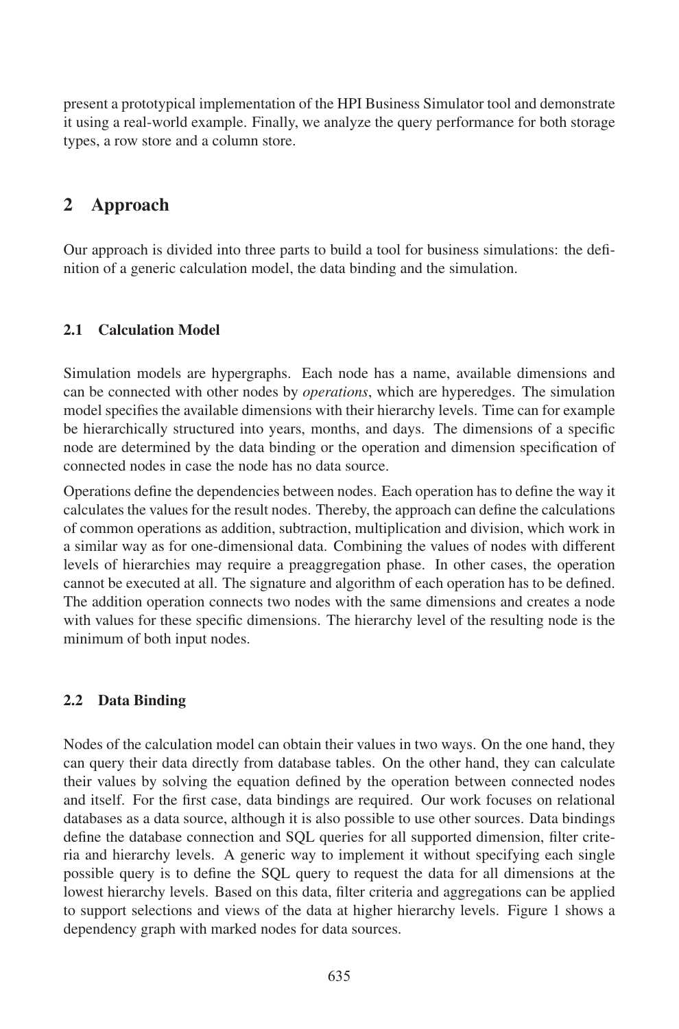present a prototypical implementation of the HPI Business Simulator tool and demonstrate it using a real-world example. Finally, we analyze the query performance for both storage types, a row store and a column store.

## 2 Approach

Our approach is divided into three parts to build a tool for business simulations: the definition of a generic calculation model, the data binding and the simulation.

### 2.1 Calculation Model

Simulation models are hypergraphs. Each node has a name, available dimensions and can be connected with other nodes by *operations*, which are hyperedges. The simulation model specifies the available dimensions with their hierarchy levels. Time can for example be hierarchically structured into years, months, and days. The dimensions of a specific node are determined by the data binding or the operation and dimension specification of connected nodes in case the node has no data source.

Operations define the dependencies between nodes. Each operation has to define the way it calculates the values for the result nodes. Thereby, the approach can define the calculations of common operations as addition, subtraction, multiplication and division, which work in a similar way as for one-dimensional data. Combining the values of nodes with different levels of hierarchies may require a preaggregation phase. In other cases, the operation cannot be executed at all. The signature and algorithm of each operation has to be defined. The addition operation connects two nodes with the same dimensions and creates a node with values for these specific dimensions. The hierarchy level of the resulting node is the minimum of both input nodes.

### 2.2 Data Binding

Nodes of the calculation model can obtain their values in two ways. On the one hand, they can query their data directly from database tables. On the other hand, they can calculate their values by solving the equation defined by the operation between connected nodes and itself. For the first case, data bindings are required. Our work focuses on relational databases as a data source, although it is also possible to use other sources. Data bindings define the database connection and SQL queries for all supported dimension, filter criteria and hierarchy levels. A generic way to implement it without specifying each single possible query is to define the SQL query to request the data for all dimensions at the lowest hierarchy levels. Based on this data, filter criteria and aggregations can be applied to support selections and views of the data at higher hierarchy levels. Figure 1 shows a dependency graph with marked nodes for data sources.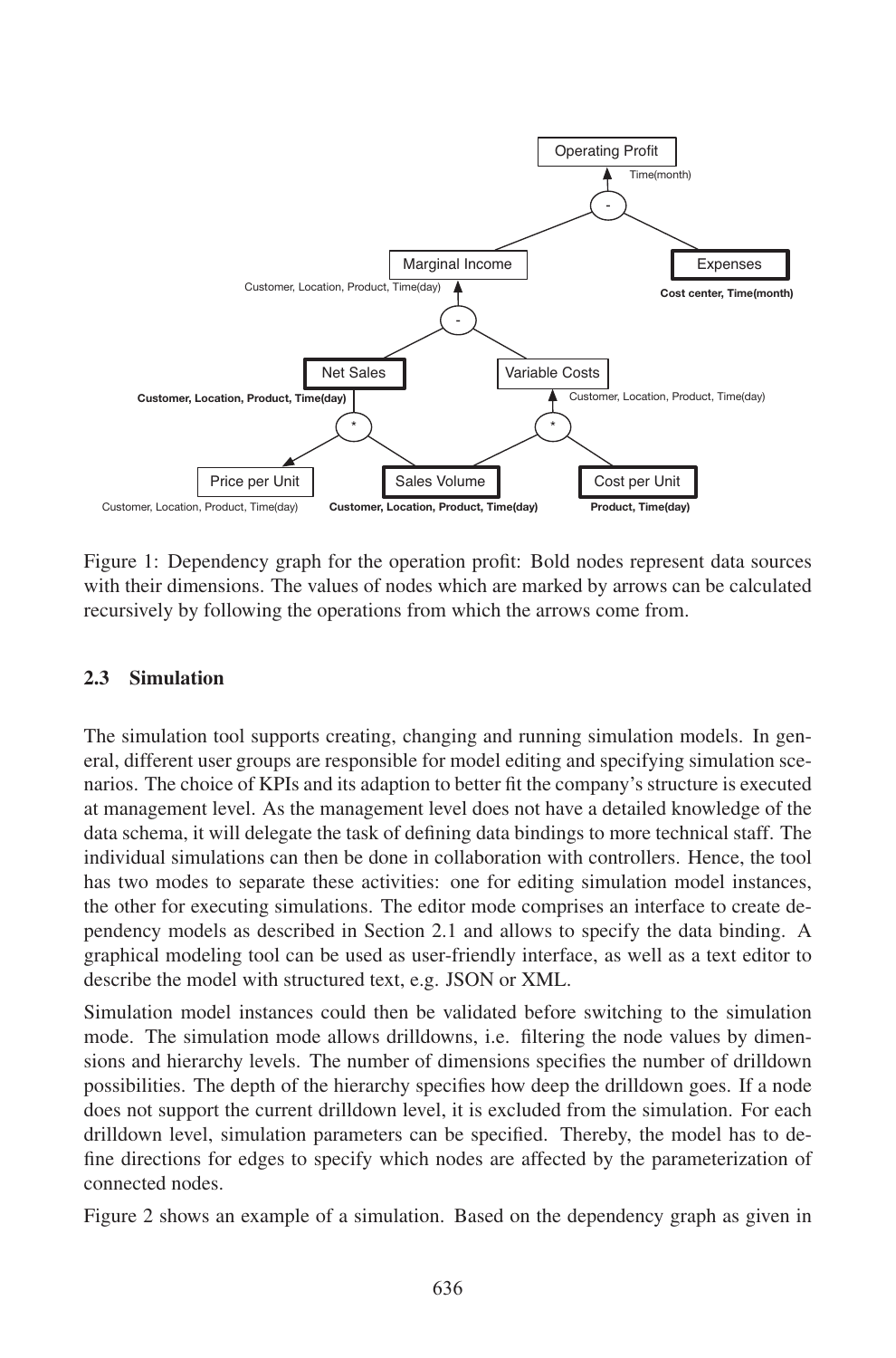Figure 1: Dependency graph for the operation profit: Bold nodes represent data sources with their dimensions. The values of nodes which are marked by arrows can be calculated recursively by following the operations from which the arrows come from.

### 2.3 Simulation

The simulation tool supports creating, changing and running simulation models. In general, different user groups are responsible for model editing and specifying simulation scenarios. The choice of KPIs and its adaption to better fit the company's structure is executed at management level. As the management level does not have a detailed knowledge of the data schema, it will delegate the task of defining data bindings to more technical staff. The individual simulations can then be done in collaboration with controllers. Hence, the tool has two modes to separate these activities: one for editing simulation model instances, the other for executing simulations. The editor mode comprises an interface to create dependency models as described in Section 2.1 and allows to specify the data binding. A graphical modeling tool can be used as user-friendly interface, as well as a text editor to describe the model with structured text, e.g. JSON or XML.

Simulation model instances could then be validated before switching to the simulation mode. The simulation mode allows drilldowns, i.e. filtering the node values by dimensions and hierarchy levels. The number of dimensions specifies the number of drilldown possibilities. The depth of the hierarchy specifies how deep the drilldown goes. If a node does not support the current drilldown level, it is excluded from the simulation. For each drilldown level, simulation parameters can be specified. Thereby, the model has to define directions for edges to specify which nodes are affected by the parameterization of connected nodes.

Figure 2 shows an example of a simulation. Based on the dependency graph as given in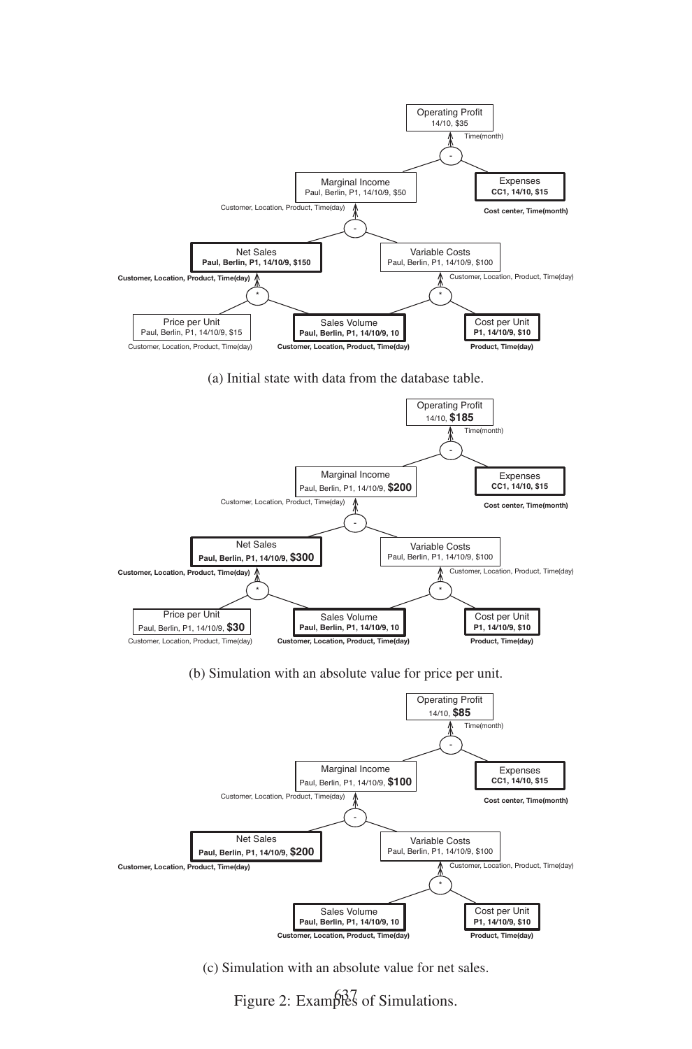(a) Initial state with data from the database table.

(b) Simulation with an absolute value for price per unit.

(c) Simulation with an absolute value for net sales.

Figure 2: Examples of Simulations.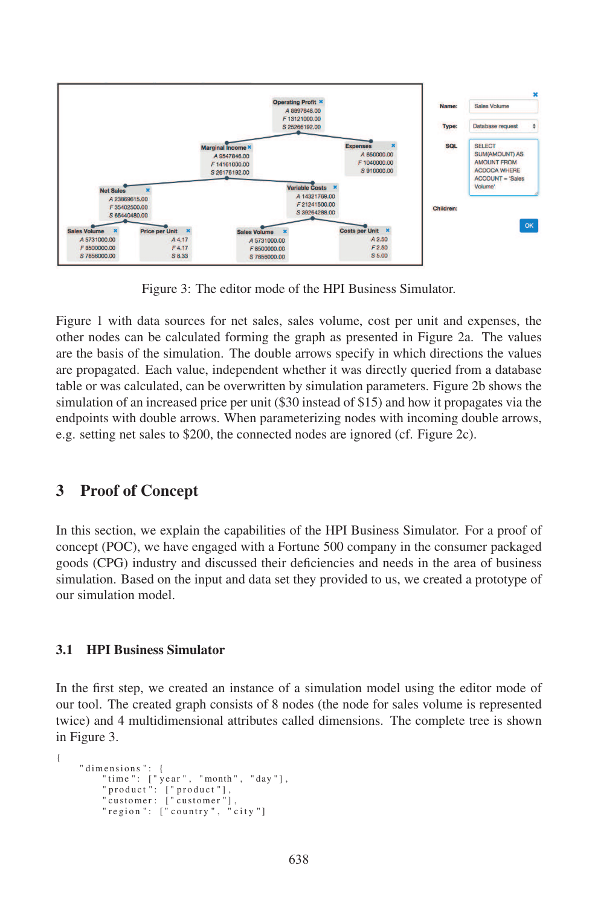Figure 3: The editor mode of the HPI Business Simulator.

Figure 1 with data sources for net sales, sales volume, cost per unit and expenses, the other nodes can be calculated forming the graph as presented in Figure 2a. The values are the basis of the simulation. The double arrows specify in which directions the values are propagated. Each value, independent whether it was directly queried from a database table or was calculated, can be overwritten by simulation parameters. Figure 2b shows the simulation of an increased price per unit ($30 instead of $15) and how it propagates via the endpoints with double arrows. When parameterizing nodes with incoming double arrows, e.g. setting net sales to $200, the connected nodes are ignored (cf. Figure 2c).

## 3 Proof of Concept

In this section, we explain the capabilities of the HPI Business Simulator. For a proof of concept (POC), we have engaged with a Fortune 500 company in the consumer packaged goods (CPG) industry and discussed their deficiencies and needs in the area of business simulation. Based on the input and data set they provided to us, we created a prototype of our simulation model.

### 3.1 HPI Business Simulator

In the first step, we created an instance of a simulation model using the editor mode of our tool. The created graph consists of 8 nodes (the node for sales volume is represented twice) and 4 multidimensional attributes called dimensions. The complete tree is shown in Figure 3.

```
{
    "dimensions": {
        "time": ["year", "month", "day"],
        "product": ["product"],
        "customer": ["customer"],
        "region": ["country", "city"]
```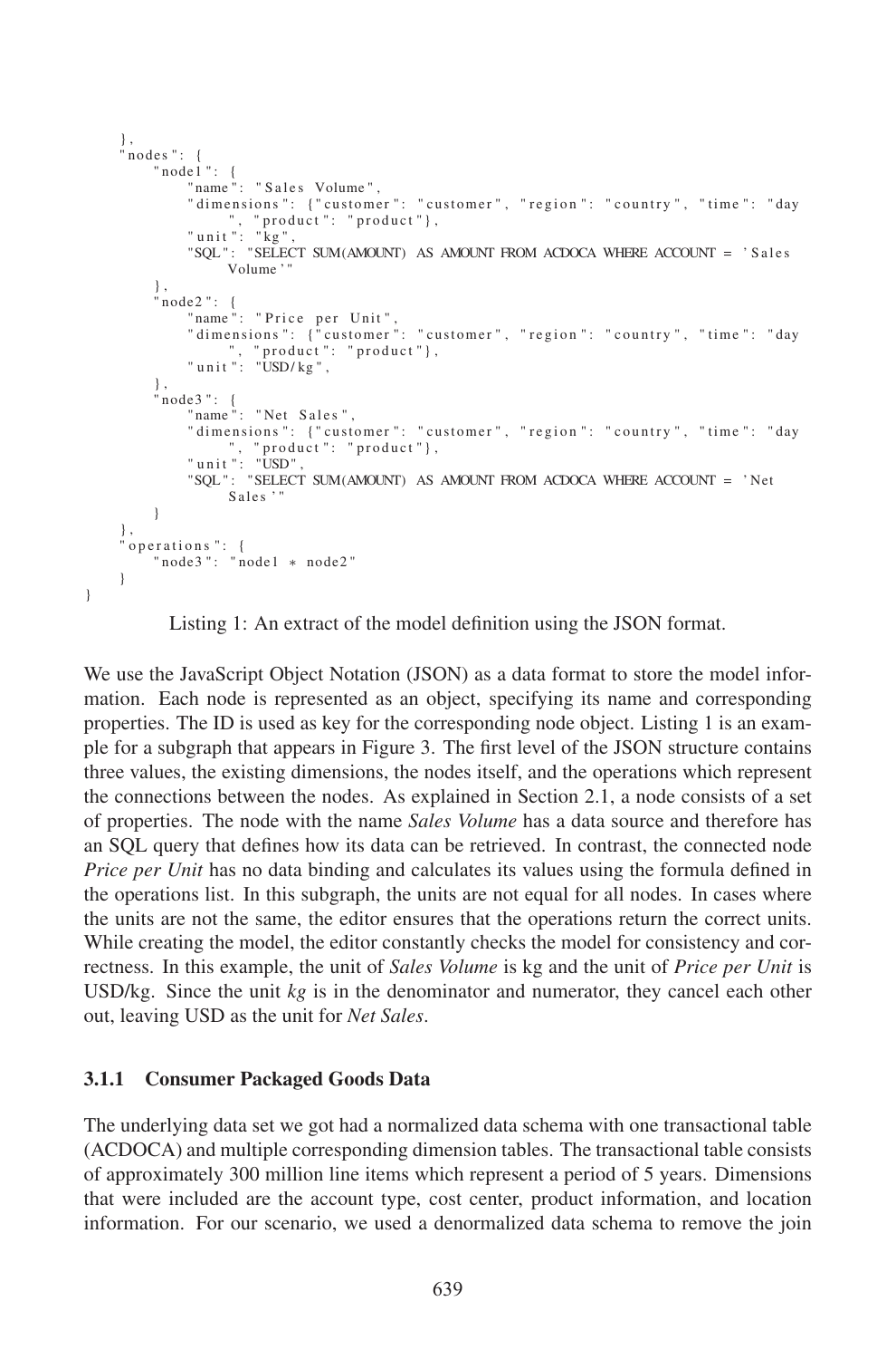```
    },
    "nodes": {
        "node1": {
            "name": "Sales Volume",
            "dimensions": {"customer": "customer", "region": "country", "time": "day
                ", "product": "product"},
            "unit": "kg",
            "SQL": "SELECT SUM(AMOUNT) AS AMOUNT FROM ACDOCA WHERE ACCOUNT = 'Sales
                Volume'"
        },
        "node2": {
            "name": "Price per Unit",
            "dimensions": {"customer": "customer", "region": "country", "time": "day
                ", "product": "product"},
            "unit": "USD/kg",
        },
        "node3": {
            "name": "Net Sales",
            "dimensions": {"customer": "customer", "region": "country", "time": "day
                ", "product": "product"},
            "unit": "USD",
            "SQL": "SELECT SUM(AMOUNT) AS AMOUNT FROM ACDOCA WHERE ACCOUNT = 'Net
                Sales'"
        }
    },
    "operations": {
        "node3": "node1 * node2"
    }
}
```

Listing 1: An extract of the model definition using the JSON format.

We use the JavaScript Object Notation (JSON) as a data format to store the model information. Each node is represented as an object, specifying its name and corresponding properties. The ID is used as key for the corresponding node object. Listing 1 is an example for a subgraph that appears in Figure 3. The first level of the JSON structure contains three values, the existing dimensions, the nodes itself, and the operations which represent the connections between the nodes. As explained in Section 2.1, a node consists of a set of properties. The node with the name *Sales Volume* has a data source and therefore has an SQL query that defines how its data can be retrieved. In contrast, the connected node *Price per Unit* has no data binding and calculates its values using the formula defined in the operations list. In this subgraph, the units are not equal for all nodes. In cases where the units are not the same, the editor ensures that the operations return the correct units. While creating the model, the editor constantly checks the model for consistency and correctness. In this example, the unit of *Sales Volume* is kg and the unit of *Price per Unit* is USD/kg. Since the unit *kg* is in the denominator and numerator, they cancel each other out, leaving USD as the unit for *Net Sales*.

### 3.1.1 Consumer Packaged Goods Data

The underlying data set we got had a normalized data schema with one transactional table (ACDOCA) and multiple corresponding dimension tables. The transactional table consists of approximately 300 million line items which represent a period of 5 years. Dimensions that were included are the account type, cost center, product information, and location information. For our scenario, we used a denormalized data schema to remove the join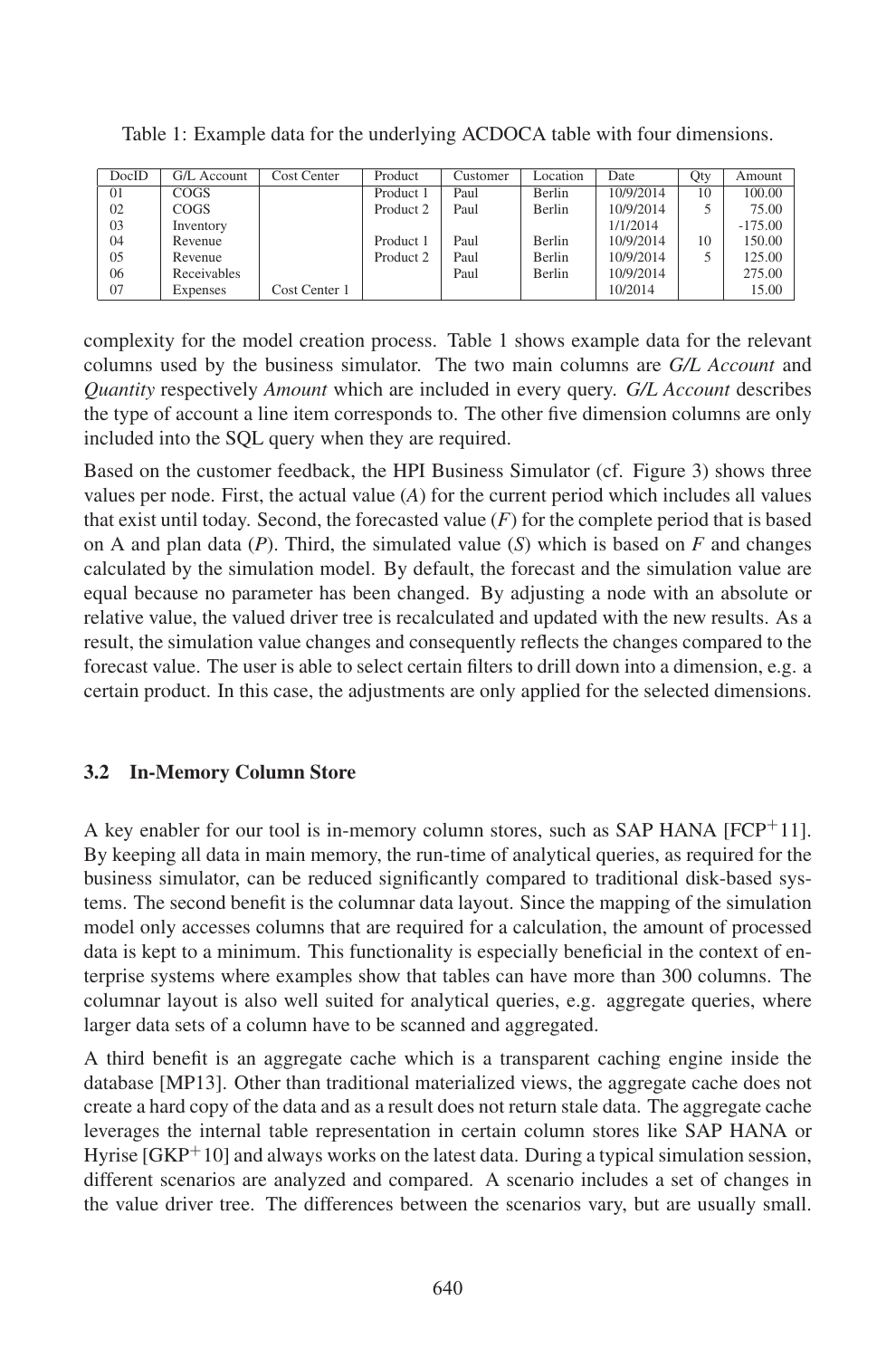Table 1: Example data for the underlying ACDOCA table with four dimensions.

| DocID | G/L Account | Cost Center | Product | Customer | Location | Date | Qty | Amount |
|---|---|---|---|---|---|---|---|---|
| 01 | COGS | | Product 1 | Paul | Berlin | 10/9/2014 | 10 | 100.00 |
| 02 | COGS | | Product 2 | Paul | Berlin | 10/9/2014 | 5 | 75.00 |
| 03 | Inventory | | | | | 1/1/2014 | | -175.00 |
| 04 | Revenue | | Product 1 | Paul | Berlin | 10/9/2014 | 10 | 150.00 |
| 05 | Revenue | | Product 2 | Paul | Berlin | 10/9/2014 | 5 | 125.00 |
| 06 | Receivables | | | Paul | Berlin | 10/9/2014 | | 275.00 |
| 07 | Expenses | Cost Center 1 | | | | 10/2014 | | 15.00 |

complexity for the model creation process. Table 1 shows example data for the relevant columns used by the business simulator. The two main columns are *G/L Account* and *Quantity* respectively *Amount* which are included in every query. *G/L Account* describes the type of account a line item corresponds to. The other five dimension columns are only included into the SQL query when they are required.

Based on the customer feedback, the HPI Business Simulator (cf. Figure 3) shows three values per node. First, the actual value (*A*) for the current period which includes all values that exist until today. Second, the forecasted value (*F*) for the complete period that is based on A and plan data (*P*). Third, the simulated value (*S*) which is based on *F* and changes calculated by the simulation model. By default, the forecast and the simulation value are equal because no parameter has been changed. By adjusting a node with an absolute or relative value, the valued driver tree is recalculated and updated with the new results. As a result, the simulation value changes and consequently reflects the changes compared to the forecast value. The user is able to select certain filters to drill down into a dimension, e.g. a certain product. In this case, the adjustments are only applied for the selected dimensions.

### 3.2 In-Memory Column Store

A key enabler for our tool is in-memory column stores, such as SAP HANA [FCP+11]. By keeping all data in main memory, the run-time of analytical queries, as required for the business simulator, can be reduced significantly compared to traditional disk-based systems. The second benefit is the columnar data layout. Since the mapping of the simulation model only accesses columns that are required for a calculation, the amount of processed data is kept to a minimum. This functionality is especially beneficial in the context of enterprise systems where examples show that tables can have more than 300 columns. The columnar layout is also well suited for analytical queries, e.g. aggregate queries, where larger data sets of a column have to be scanned and aggregated.

A third benefit is an aggregate cache which is a transparent caching engine inside the database [MP13]. Other than traditional materialized views, the aggregate cache does not create a hard copy of the data and as a result does not return stale data. The aggregate cache leverages the internal table representation in certain column stores like SAP HANA or Hyrise [GKP+10] and always works on the latest data. During a typical simulation session, different scenarios are analyzed and compared. A scenario includes a set of changes in the value driver tree. The differences between the scenarios vary, but are usually small.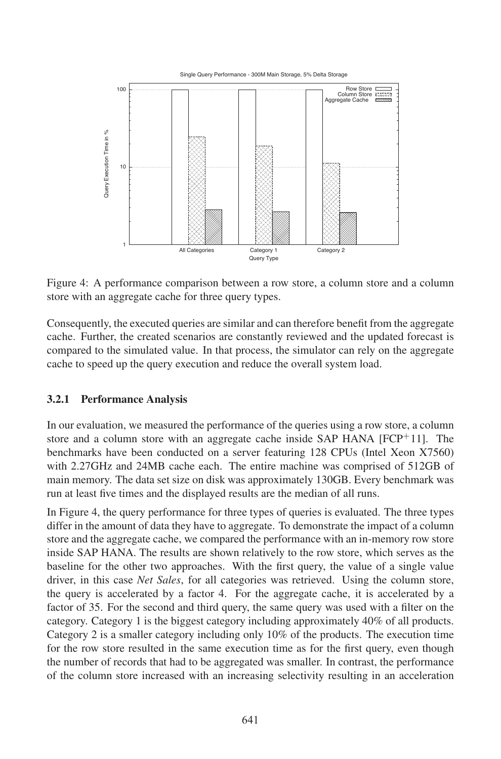Figure 4: A performance comparison between a row store, a column store and a column store with an aggregate cache for three query types.

Consequently, the executed queries are similar and can therefore benefit from the aggregate cache. Further, the created scenarios are constantly reviewed and the updated forecast is compared to the simulated value. In that process, the simulator can rely on the aggregate cache to speed up the query execution and reduce the overall system load.

### 3.2.1 Performance Analysis

In our evaluation, we measured the performance of the queries using a row store, a column store and a column store with an aggregate cache inside SAP HANA [FCP+11]. The benchmarks have been conducted on a server featuring 128 CPUs (Intel Xeon X7560) with 2.27GHz and 24MB cache each. The entire machine was comprised of 512GB of main memory. The data set size on disk was approximately 130GB. Every benchmark was run at least five times and the displayed results are the median of all runs.

In Figure 4, the query performance for three types of queries is evaluated. The three types differ in the amount of data they have to aggregate. To demonstrate the impact of a column store and the aggregate cache, we compared the performance with an in-memory row store inside SAP HANA. The results are shown relatively to the row store, which serves as the baseline for the other two approaches. With the first query, the value of a single value driver, in this case *Net Sales*, for all categories was retrieved. Using the column store, the query is accelerated by a factor 4. For the aggregate cache, it is accelerated by a factor of 35. For the second and third query, the same query was used with a filter on the category. Category 1 is the biggest category including approximately 40% of all products. Category 2 is a smaller category including only 10% of the products. The execution time for the row store resulted in the same execution time as for the first query, even though the number of records that had to be aggregated was smaller. In contrast, the performance of the column store increased with an increasing selectivity resulting in an acceleration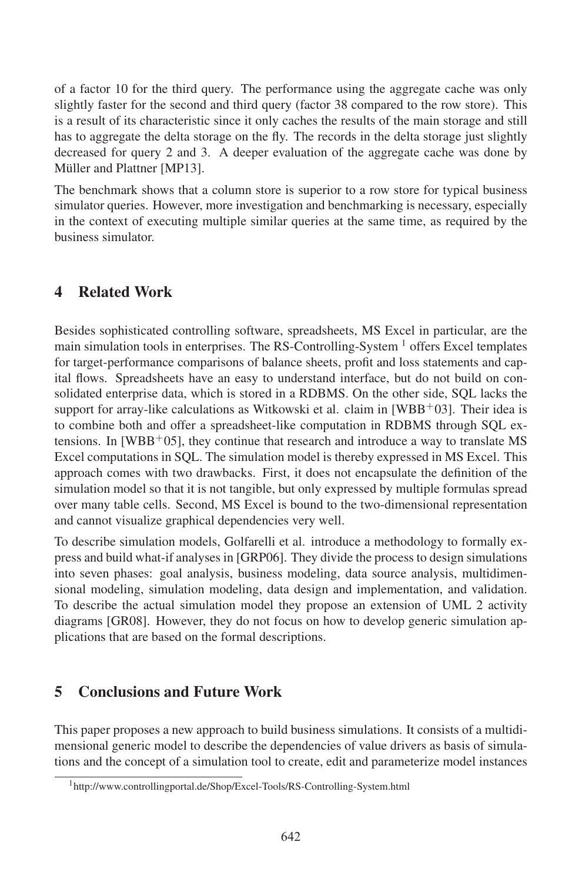of a factor 10 for the third query. The performance using the aggregate cache was only slightly faster for the second and third query (factor 38 compared to the row store). This is a result of its characteristic since it only caches the results of the main storage and still has to aggregate the delta storage on the fly. The records in the delta storage just slightly decreased for query 2 and 3. A deeper evaluation of the aggregate cache was done by Müller and Plattner [MP13].

The benchmark shows that a column store is superior to a row store for typical business simulator queries. However, more investigation and benchmarking is necessary, especially in the context of executing multiple similar queries at the same time, as required by the business simulator.

## 4 Related Work

Besides sophisticated controlling software, spreadsheets, MS Excel in particular, are the main simulation tools in enterprises. The RS-Controlling-System [1] offers Excel templates for target-performance comparisons of balance sheets, profit and loss statements and capital flows. Spreadsheets have an easy to understand interface, but do not build on consolidated enterprise data, which is stored in a RDBMS. On the other side, SQL lacks the support for array-like calculations as Witkowski et al. claim in [WBB+03]. Their idea is to combine both and offer a spreadsheet-like computation in RDBMS through SQL extensions. In [WBB+05], they continue that research and introduce a way to translate MS Excel computations in SQL. The simulation model is thereby expressed in MS Excel. This approach comes with two drawbacks. First, it does not encapsulate the definition of the simulation model so that it is not tangible, but only expressed by multiple formulas spread over many table cells. Second, MS Excel is bound to the two-dimensional representation and cannot visualize graphical dependencies very well.

To describe simulation models, Golfarelli et al. introduce a methodology to formally express and build what-if analyses in [GRP06]. They divide the process to design simulations into seven phases: goal analysis, business modeling, data source analysis, multidimensional modeling, simulation modeling, data design and implementation, and validation. To describe the actual simulation model they propose an extension of UML 2 activity diagrams [GR08]. However, they do not focus on how to develop generic simulation applications that are based on the formal descriptions.

## 5 Conclusions and Future Work

This paper proposes a new approach to build business simulations. It consists of a multidimensional generic model to describe the dependencies of value drivers as basis of simulations and the concept of a simulation tool to create, edit and parameterize model instances

[1] http://www.controllingportal.de/Shop/Excel-Tools/RS-Controlling-System.html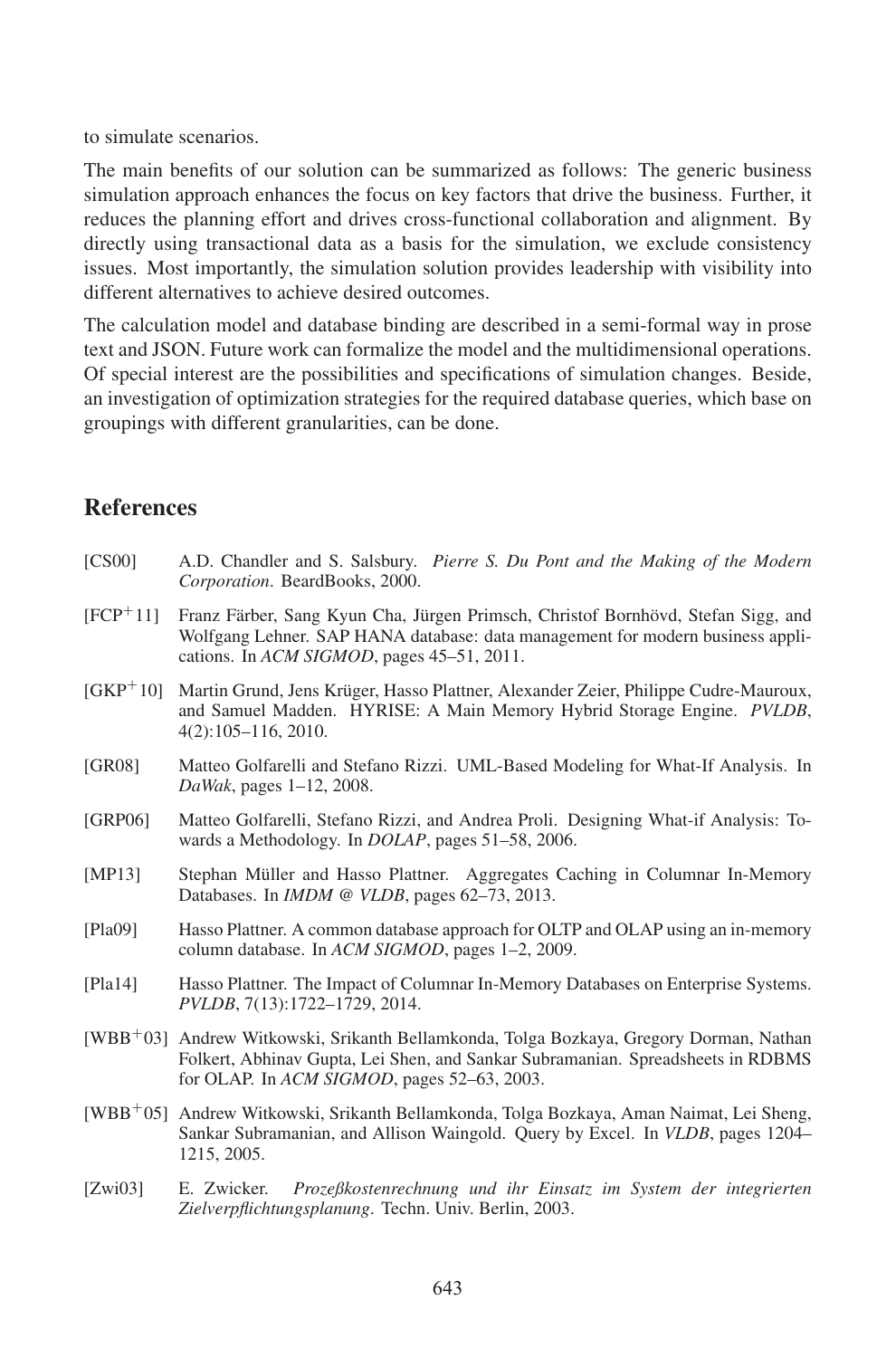to simulate scenarios.

The main benefits of our solution can be summarized as follows: The generic business simulation approach enhances the focus on key factors that drive the business. Further, it reduces the planning effort and drives cross-functional collaboration and alignment. By directly using transactional data as a basis for the simulation, we exclude consistency issues. Most importantly, the simulation solution provides leadership with visibility into different alternatives to achieve desired outcomes.

The calculation model and database binding are described in a semi-formal way in prose text and JSON. Future work can formalize the model and the multidimensional operations. Of special interest are the possibilities and specifications of simulation changes. Beside, an investigation of optimization strategies for the required database queries, which base on groupings with different granularities, can be done.

## References

[CS00] A.D. Chandler and S. Salsbury. *Pierre S. Du Pont and the Making of the Modern Corporation*. BeardBooks, 2000.

[FCP+11] Franz Färber, Sang Kyun Cha, Jürgen Primsch, Christof Bornhövd, Stefan Sigg, and Wolfgang Lehner. SAP HANA database: data management for modern business applications. In *ACM SIGMOD*, pages 45–51, 2011.

[GKP+10] Martin Grund, Jens Krüger, Hasso Plattner, Alexander Zeier, Philippe Cudre-Mauroux, and Samuel Madden. HYRISE: A Main Memory Hybrid Storage Engine. *PVLDB*, 4(2):105–116, 2010.

[GR08] Matteo Golfarelli and Stefano Rizzi. UML-Based Modeling for What-If Analysis. In *DaWak*, pages 1–12, 2008.

[GRP06] Matteo Golfarelli, Stefano Rizzi, and Andrea Proli. Designing What-if Analysis: Towards a Methodology. In *DOLAP*, pages 51–58, 2006.

[MP13] Stephan Müller and Hasso Plattner. Aggregates Caching in Columnar In-Memory Databases. In *IMDM @ VLDB*, pages 62–73, 2013.

[Pla09] Hasso Plattner. A common database approach for OLTP and OLAP using an in-memory column database. In *ACM SIGMOD*, pages 1–2, 2009.

[Pla14] Hasso Plattner. The Impact of Columnar In-Memory Databases on Enterprise Systems. *PVLDB*, 7(13):1722–1729, 2014.

[WBB+03] Andrew Witkowski, Srikanth Bellamkonda, Tolga Bozkaya, Gregory Dorman, Nathan Folkert, Abhinav Gupta, Lei Shen, and Sankar Subramanian. Spreadsheets in RDBMS for OLAP. In *ACM SIGMOD*, pages 52–63, 2003.

[WBB+05] Andrew Witkowski, Srikanth Bellamkonda, Tolga Bozkaya, Aman Naimat, Lei Sheng, Sankar Subramanian, and Allison Waingold. Query by Excel. In *VLDB*, pages 1204–1215, 2005.

[Zwi03] E. Zwicker. *Prozeßkostenrechnung und ihr Einsatz im System der integrierten Zielverpflichtungsplanung*. Techn. Univ. Berlin, 2003.